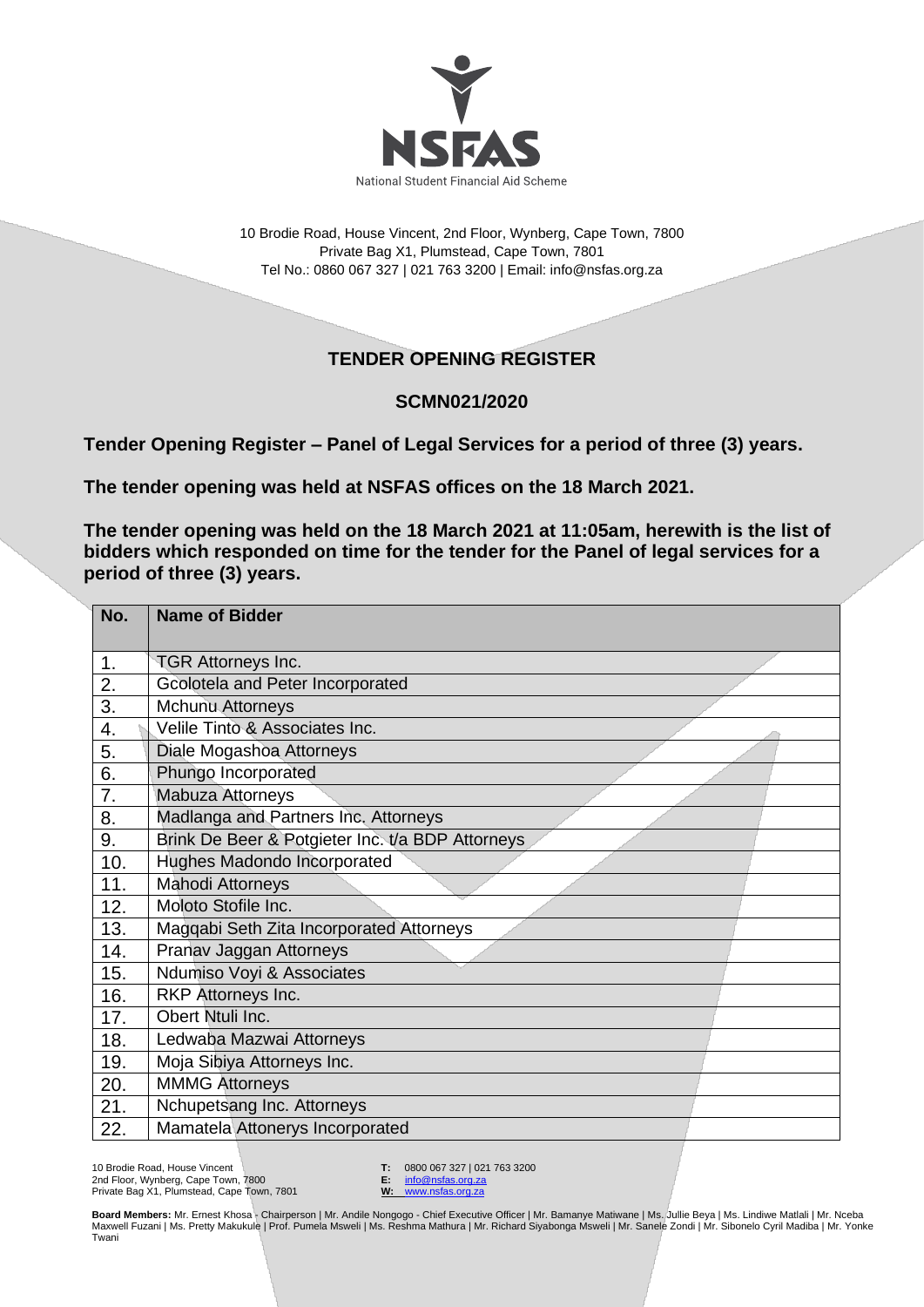NSFAS

National Student Financial Aid Scheme

10 Brodie Road, House Vincent, 2nd Floor, Wynberg, Cape Town, 7800
Private Bag X1, Plumstead, Cape Town, 7801
Tel No.: 0860 067 327 | 021 763 3200 | Email: info@nsfas.org.za

## TENDER OPENING REGISTER

### SCMN021/2020

**Tender Opening Register – Panel of Legal Services for a period of three (3) years.**

**The tender opening was held at NSFAS offices on the 18 March 2021.**

**The tender opening was held on the 18 March 2021 at 11:05am, herewith is the list of bidders which responded on time for the tender for the Panel of legal services for a period of three (3) years.**

| No. | Name of Bidder |
|---|---|
| 1. | TGR Attorneys Inc. |
| 2. | Gcolotela and Peter Incorporated |
| 3. | Mchunu Attorneys |
| 4. | Velile Tinto & Associates Inc. |
| 5. | Diale Mogashoa Attorneys |
| 6. | Phungo Incorporated |
| 7. | Mabuza Attorneys |
| 8. | Madlanga and Partners Inc. Attorneys |
| 9. | Brink De Beer & Potgieter Inc. t/a BDP Attorneys |
| 10. | Hughes Madondo Incorporated |
| 11. | Mahodi Attorneys |
| 12. | Moloto Stofile Inc. |
| 13. | Magqabi Seth Zita Incorporated Attorneys |
| 14. | Pranav Jaggan Attorneys |
| 15. | Ndumiso Voyi & Associates |
| 16. | RKP Attorneys Inc. |
| 17. | Obert Ntuli Inc. |
| 18. | Ledwaba Mazwai Attorneys |
| 19. | Moja Sibiya Attorneys Inc. |
| 20. | MMMG Attorneys |
| 21. | Nchupetsang Inc. Attorneys |
| 22. | Mamatela Attonerys Incorporated |

10 Brodie Road, House Vincent
2nd Floor, Wynberg, Cape Town, 7800
Private Bag X1, Plumstead, Cape Town, 7801

**T:** 0800 067 327 | 021 763 3200
**E:** info@nsfas.org.za
**W:** www.nsfas.org.za

**Board Members:** Mr. Ernest Khosa - Chairperson | Mr. Andile Nongogo - Chief Executive Officer | Mr. Bamanye Matiwane | Ms. Jullie Beya | Ms. Lindiwe Matlali | Mr. Nceba Maxwell Fuzani | Ms. Pretty Makukule | Prof. Pumela Msweli | Ms. Reshma Mathura | Mr. Richard Siyabonga Msweli | Mr. Sanele Zondi | Mr. Sibonelo Cyril Madiba | Mr. Yonke Twani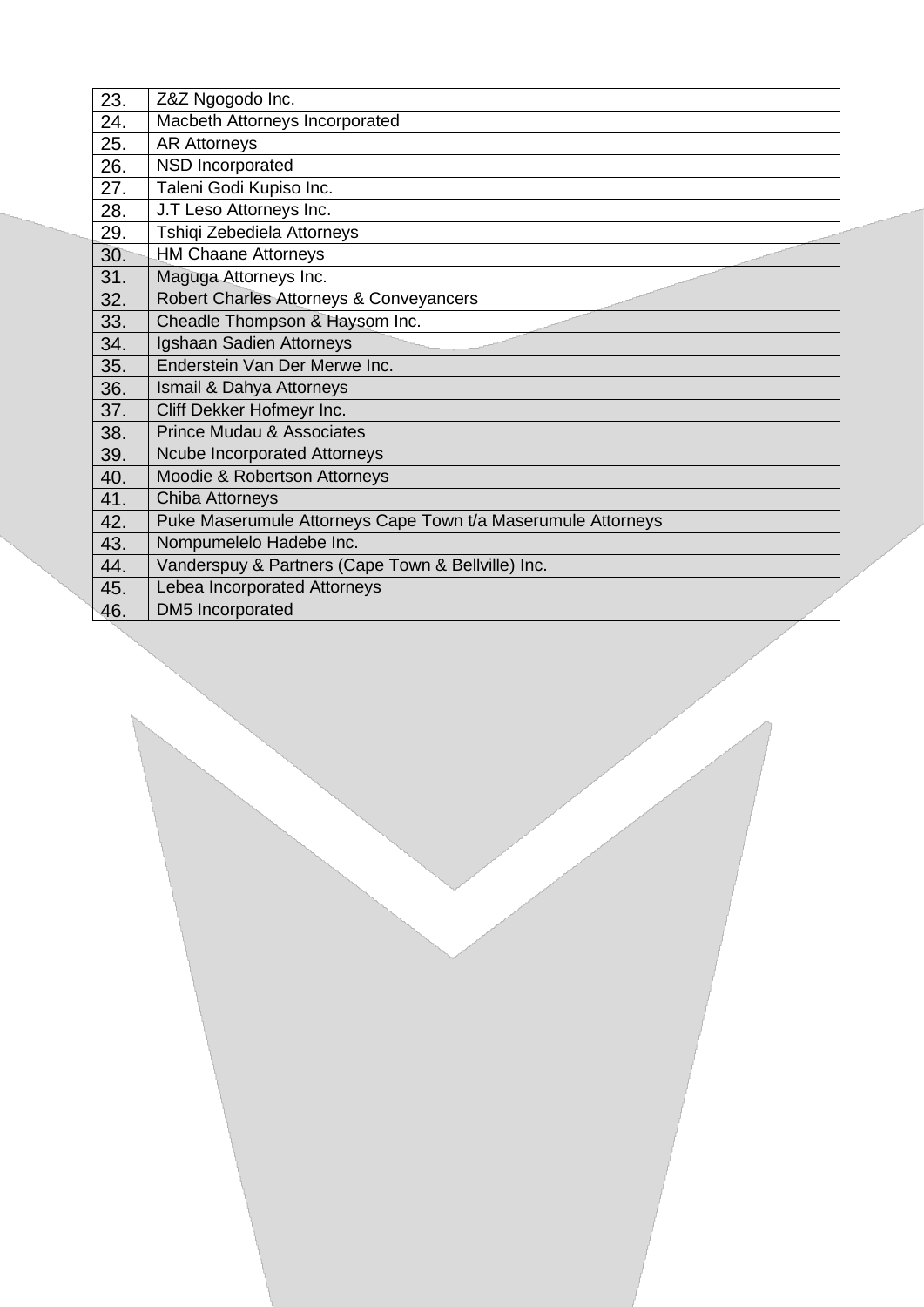| | |
|---|---|
| 23. | Z&Z Ngogodo Inc. |
| 24. | Macbeth Attorneys Incorporated |
| 25. | AR Attorneys |
| 26. | NSD Incorporated |
| 27. | Taleni Godi Kupiso Inc. |
| 28. | J.T Leso Attorneys Inc. |
| 29. | Tshiqi Zebediela Attorneys |
| 30. | HM Chaane Attorneys |
| 31. | Maguga Attorneys Inc. |
| 32. | Robert Charles Attorneys & Conveyancers |
| 33. | Cheadle Thompson & Haysom Inc. |
| 34. | Igshaan Sadien Attorneys |
| 35. | Enderstein Van Der Merwe Inc. |
| 36. | Ismail & Dahya Attorneys |
| 37. | Cliff Dekker Hofmeyr Inc. |
| 38. | Prince Mudau & Associates |
| 39. | Ncube Incorporated Attorneys |
| 40. | Moodie & Robertson Attorneys |
| 41. | Chiba Attorneys |
| 42. | Puke Maserumule Attorneys Cape Town t/a Maserumule Attorneys |
| 43. | Nompumelelo Hadebe Inc. |
| 44. | Vanderspuy & Partners (Cape Town & Bellville) Inc. |
| 45. | Lebea Incorporated Attorneys |
| 46. | DM5 Incorporated |